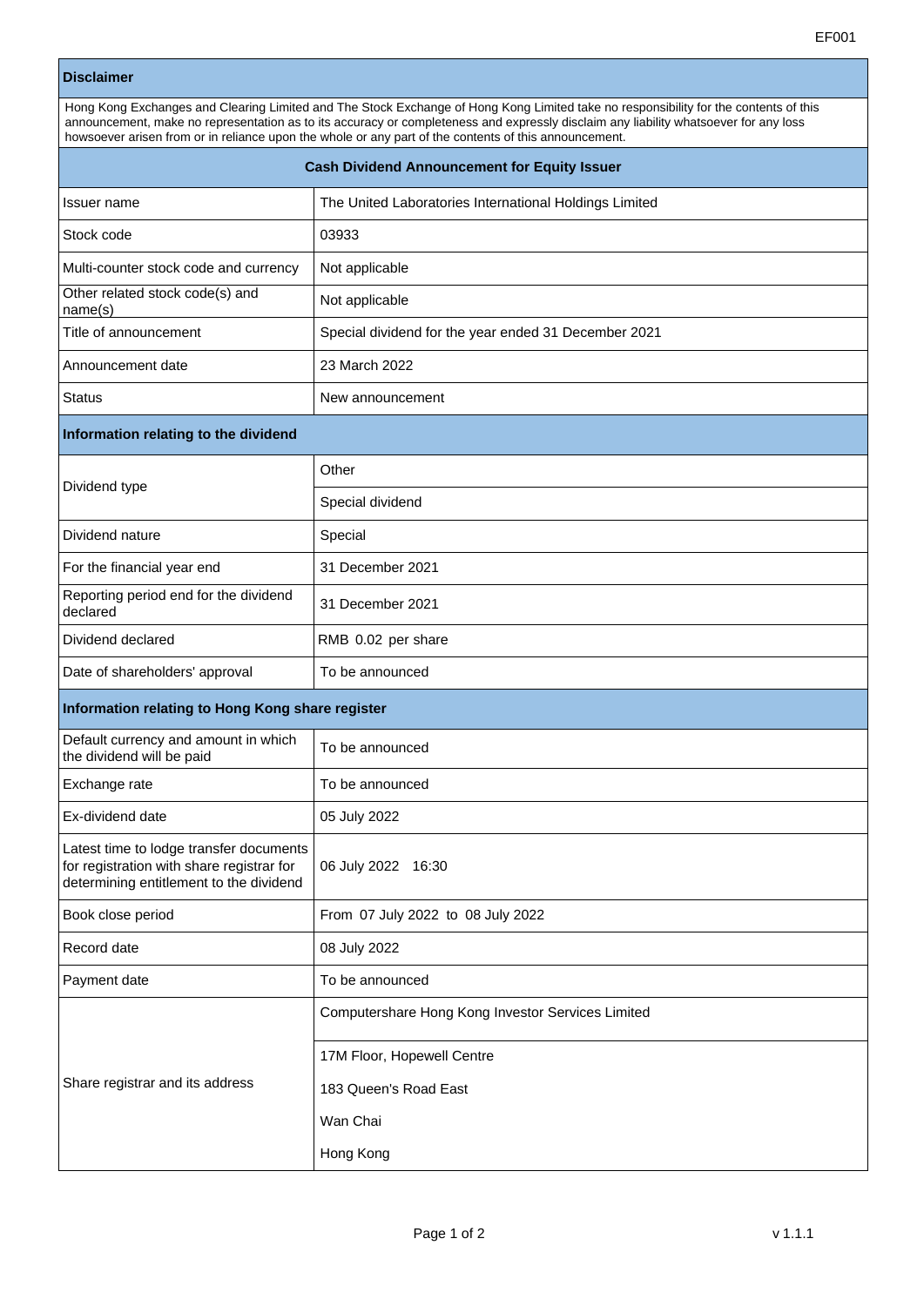EF001

| **Disclaimer** | |
|---|---|
| Hong Kong Exchanges and Clearing Limited and The Stock Exchange of Hong Kong Limited take no responsibility for the contents of this announcement, make no representation as to its accuracy or completeness and expressly disclaim any liability whatsoever for any loss howsoever arisen from or in reliance upon the whole or any part of the contents of this announcement. | |

## Cash Dividend Announcement for Equity Issuer

| | |
|---|---|
| Issuer name | The United Laboratories International Holdings Limited |
| Stock code | 03933 |
| Multi-counter stock code and currency | Not applicable |
| Other related stock code(s) and name(s) | Not applicable |
| Title of announcement | Special dividend for the year ended 31 December 2021 |
| Announcement date | 23 March 2022 |
| Status | New announcement |

### Information relating to the dividend

| | |
|---|---|
| Dividend type | Other |
| | Special dividend |
| Dividend nature | Special |
| For the financial year end | 31 December 2021 |
| Reporting period end for the dividend declared | 31 December 2021 |
| Dividend declared | RMB 0.02 per share |
| Date of shareholders' approval | To be announced |

### Information relating to Hong Kong share register

| | |
|---|---|
| Default currency and amount in which the dividend will be paid | To be announced |
| Exchange rate | To be announced |
| Ex-dividend date | 05 July 2022 |
| Latest time to lodge transfer documents for registration with share registrar for determining entitlement to the dividend | 06 July 2022 16:30 |
| Book close period | From 07 July 2022 to 08 July 2022 |
| Record date | 08 July 2022 |
| Payment date | To be announced |
| Share registrar and its address | Computershare Hong Kong Investor Services Limited<br>17M Floor, Hopewell Centre<br>183 Queen's Road East<br>Wan Chai<br>Hong Kong |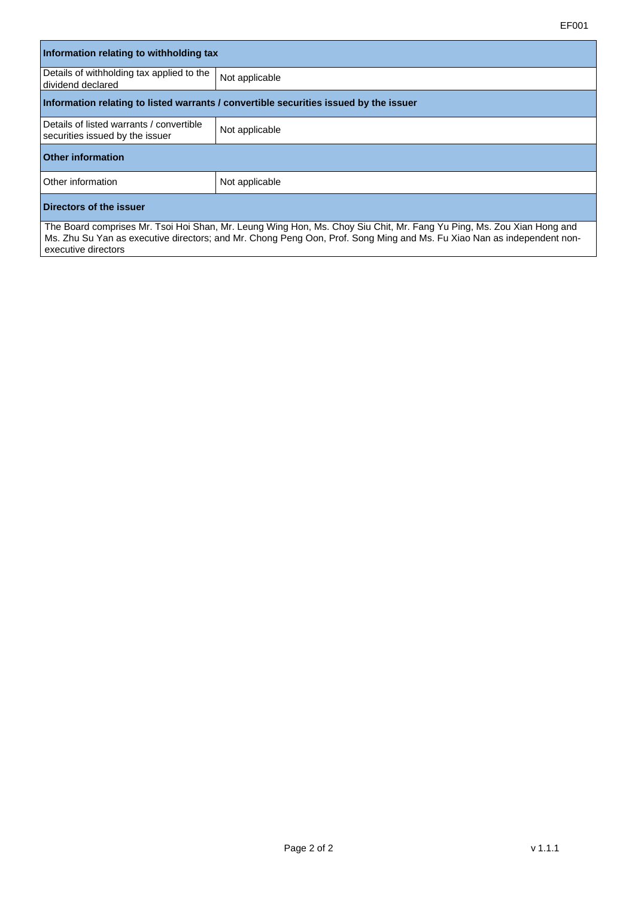| Information relating to withholding tax | |
| --- | --- |
| Details of withholding tax applied to the dividend declared | Not applicable |

| Information relating to listed warrants / convertible securities issued by the issuer | |
| --- | --- |
| Details of listed warrants / convertible securities issued by the issuer | Not applicable |

| Other information | |
| --- | --- |
| Other information | Not applicable |

**Directors of the issuer**

The Board comprises Mr. Tsoi Hoi Shan, Mr. Leung Wing Hon, Ms. Choy Siu Chit, Mr. Fang Yu Ping, Ms. Zou Xian Hong and Ms. Zhu Su Yan as executive directors; and Mr. Chong Peng Oon, Prof. Song Ming and Ms. Fu Xiao Nan as independent non-executive directors